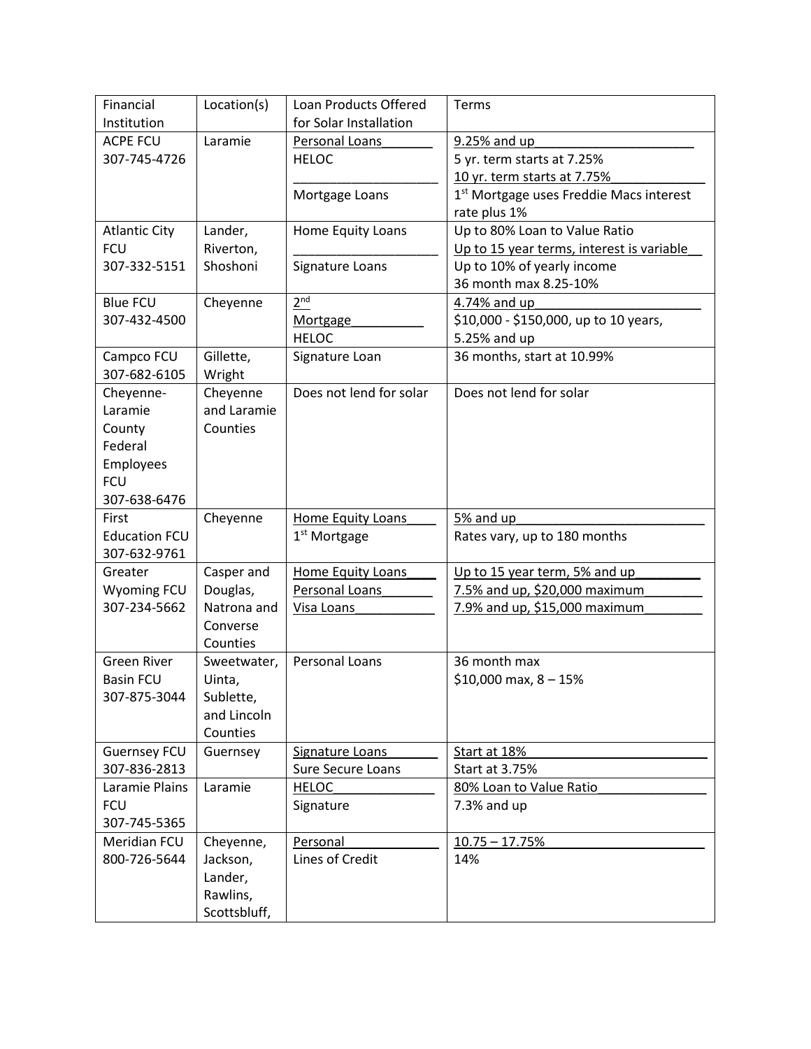| Financial Institution | Location(s) | Loan Products Offered for Solar Installation | Terms |
|---|---|---|---|
| ACPE FCU 307-745-4726 | Laramie | Personal Loans<br>HELOC<br><br>Mortgage Loans | 9.25% and up<br>5 yr. term starts at 7.25%<br>10 yr. term starts at 7.75%<br>1st Mortgage uses Freddie Macs interest rate plus 1% |
| Atlantic City FCU 307-332-5151 | Lander, Riverton, Shoshoni | Home Equity Loans<br><br>Signature Loans | Up to 80% Loan to Value Ratio<br>Up to 15 year terms, interest is variable<br>Up to 10% of yearly income<br>36 month max 8.25-10% |
| Blue FCU 307-432-4500 | Cheyenne | 2nd Mortgage<br>HELOC | 4.74% and up<br>$10,000 - $150,000, up to 10 years, 5.25% and up |
| Campco FCU 307-682-6105 | Gillette, Wright | Signature Loan | 36 months, start at 10.99% |
| Cheyenne-Laramie County Federal Employees FCU 307-638-6476 | Cheyenne and Laramie Counties | Does not lend for solar | Does not lend for solar |
| First Education FCU 307-632-9761 | Cheyenne | Home Equity Loans<br>1st Mortgage | 5% and up<br>Rates vary, up to 180 months |
| Greater Wyoming FCU 307-234-5662 | Casper and Douglas, Natrona and Converse Counties | Home Equity Loans<br>Personal Loans<br>Visa Loans | Up to 15 year term, 5% and up<br>7.5% and up, $20,000 maximum<br>7.9% and up, $15,000 maximum |
| Green River Basin FCU 307-875-3044 | Sweetwater, Uinta, Sublette, and Lincoln Counties | Personal Loans | 36 month max<br>$10,000 max, 8 – 15% |
| Guernsey FCU 307-836-2813 | Guernsey | Signature Loans<br>Sure Secure Loans | Start at 18%<br>Start at 3.75% |
| Laramie Plains FCU 307-745-5365 | Laramie | HELOC<br>Signature | 80% Loan to Value Ratio<br>7.3% and up |
| Meridian FCU 800-726-5644 | Cheyenne, Jackson, Lander, Rawlins, Scottsbluff, | Personal<br>Lines of Credit | 10.75 – 17.75%<br>14% |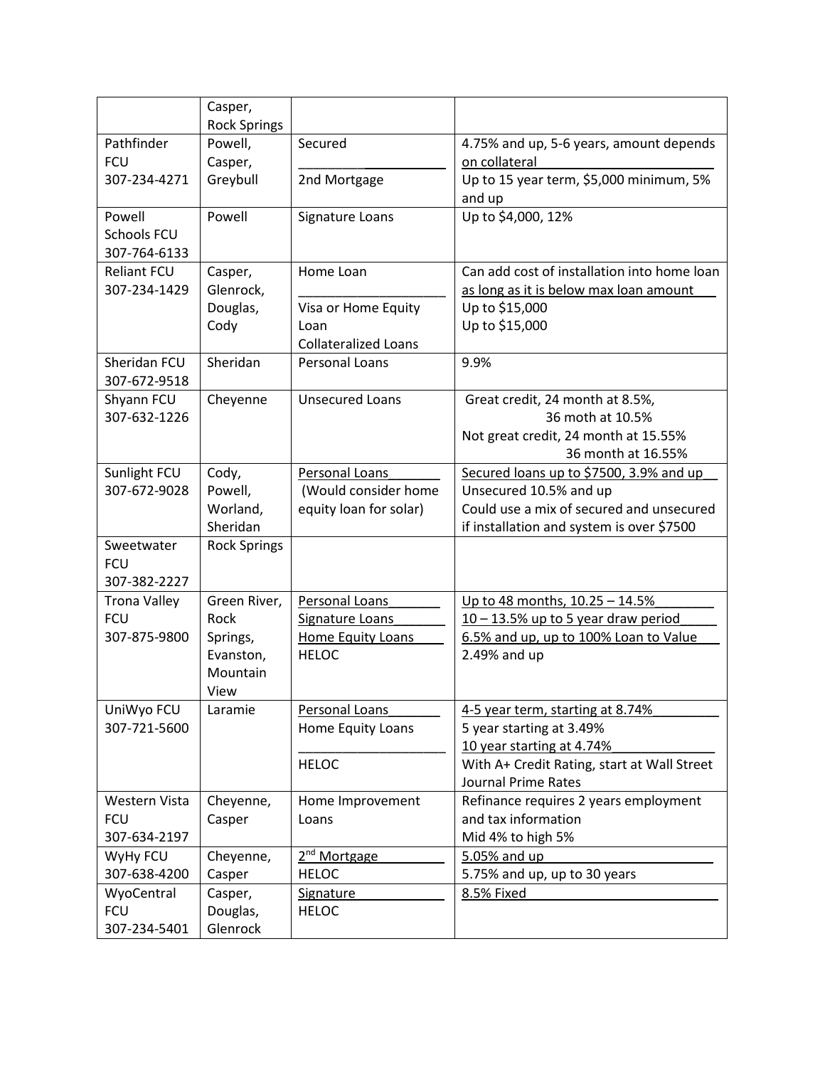| | | | |
|---|---|---|---|
| | Casper, Rock Springs | | |
| Pathfinder FCU 307-234-4271 | Powell, Casper, Greybull | Secured<br>2nd Mortgage | 4.75% and up, 5-6 years, amount depends on collateral<br>Up to 15 year term, $5,000 minimum, 5% and up |
| Powell Schools FCU 307-764-6133 | Powell | Signature Loans | Up to $4,000, 12% |
| Reliant FCU 307-234-1429 | Casper, Glenrock, Douglas, Cody | Home Loan<br>Visa or Home Equity Loan<br>Collateralized Loans | Can add cost of installation into home loan as long as it is below max loan amount<br>Up to $15,000<br>Up to $15,000 |
| Sheridan FCU 307-672-9518 | Sheridan | Personal Loans | 9.9% |
| Shyann FCU 307-632-1226 | Cheyenne | Unsecured Loans | Great credit, 24 month at 8.5%, 36 moth at 10.5%<br>Not great credit, 24 month at 15.55% 36 month at 16.55% |
| Sunlight FCU 307-672-9028 | Cody, Powell, Worland, Sheridan | Personal Loans (Would consider home equity loan for solar) | Secured loans up to $7500, 3.9% and up<br>Unsecured 10.5% and up<br>Could use a mix of secured and unsecured if installation and system is over $7500 |
| Sweetwater FCU 307-382-2227 | Rock Springs | | |
| Trona Valley FCU 307-875-9800 | Green River, Rock Springs, Evanston, Mountain View | Personal Loans<br>Signature Loans<br>Home Equity Loans<br>HELOC | Up to 48 months, 10.25 – 14.5%<br>10 – 13.5% up to 5 year draw period<br>6.5% and up, up to 100% Loan to Value<br>2.49% and up |
| UniWyo FCU 307-721-5600 | Laramie | Personal Loans<br>Home Equity Loans<br>HELOC | 4-5 year term, starting at 8.74%<br>5 year starting at 3.49%<br>10 year starting at 4.74%<br>With A+ Credit Rating, start at Wall Street Journal Prime Rates |
| Western Vista FCU 307-634-2197 | Cheyenne, Casper | Home Improvement Loans | Refinance requires 2 years employment and tax information<br>Mid 4% to high 5% |
| WyHy FCU 307-638-4200 | Cheyenne, Casper | 2nd Mortgage<br>HELOC | 5.05% and up<br>5.75% and up, up to 30 years |
| WyoCentral FCU 307-234-5401 | Casper, Douglas, Glenrock | Signature<br>HELOC | 8.5% Fixed |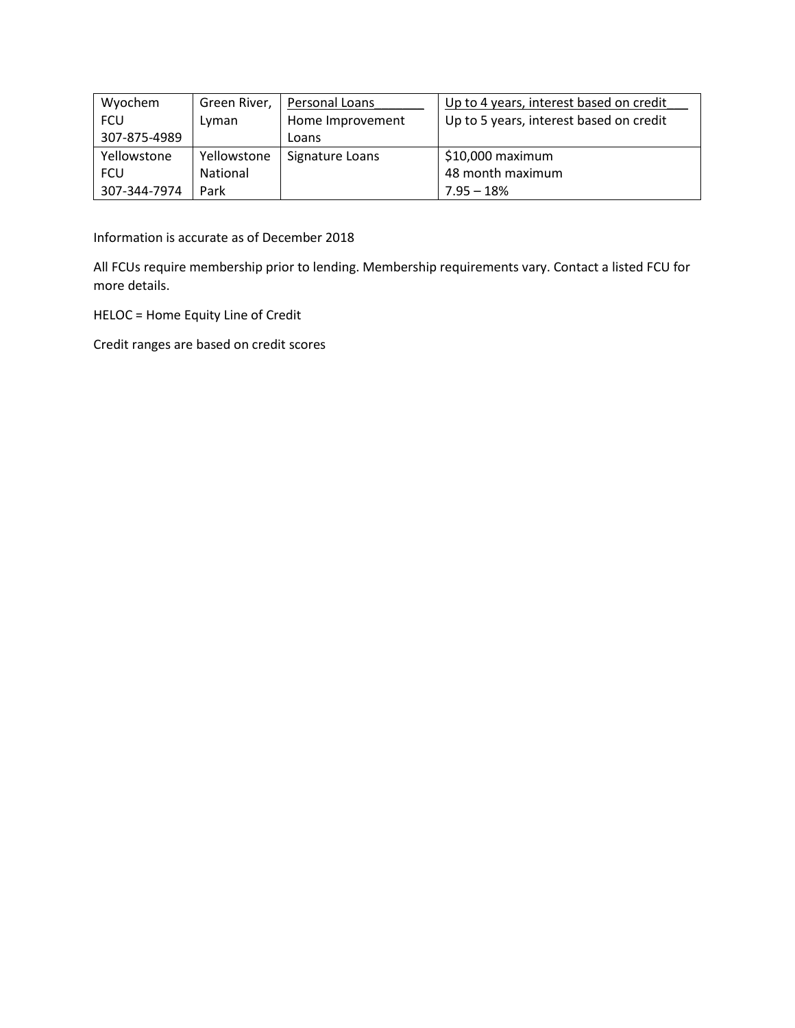| | | | |
|---|---|---|---|
| Wyochem FCU 307-875-4989 | Green River, Lyman | Personal Loans<br>Home Improvement Loans | Up to 4 years, interest based on credit<br>Up to 5 years, interest based on credit |
| Yellowstone FCU 307-344-7974 | Yellowstone National Park | Signature Loans | $10,000 maximum<br>48 month maximum<br>7.95 – 18% |

Information is accurate as of December 2018

All FCUs require membership prior to lending. Membership requirements vary. Contact a listed FCU for more details.

HELOC = Home Equity Line of Credit

Credit ranges are based on credit scores